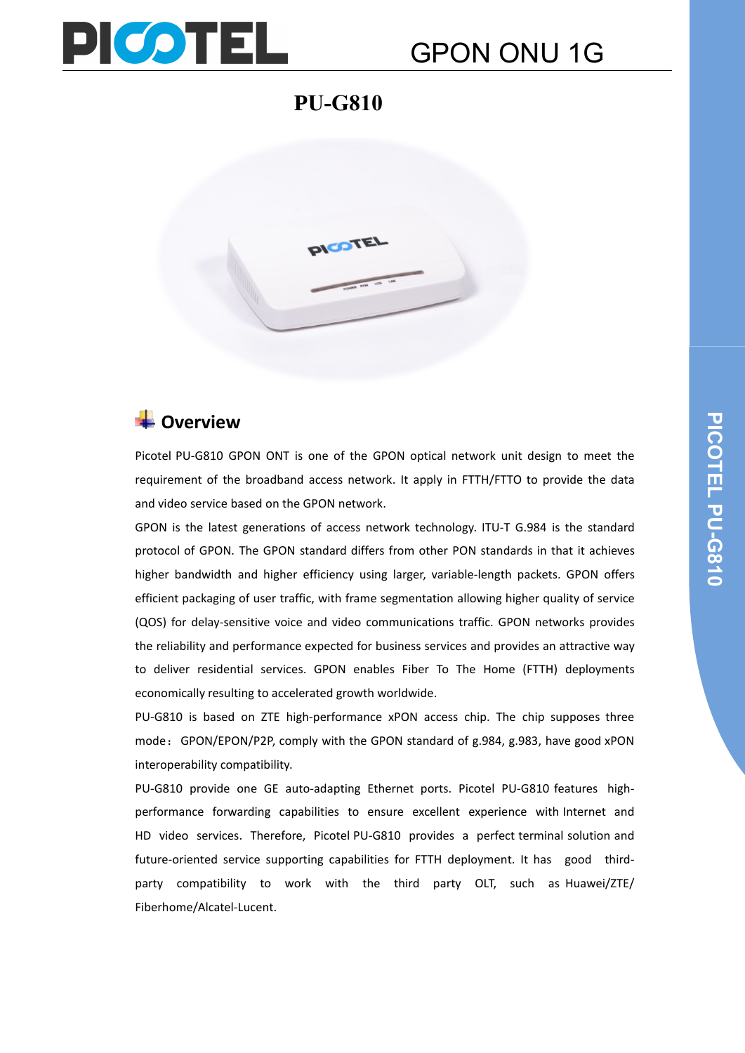# GPON ONU 1G

## PU-G810

### Overview

Picotel PU-G810 GPON ONT is one of the GPON optical network unit design to meet the requirement of the broadband access network. It apply in FTTH/FTTO to provide the data and video service based on the GPON network.

GPON is the latest generations of access network technology. ITU-T G.984 is the standard protocol of GPON. The GPON standard differs from other PON standards in that it achieves higher bandwidth and higher efficiency using larger, variable-length packets. GPON offers efficient packaging of user traffic, with frame segmentation allowing higher quality of service (QOS) for delay-sensitive voice and video communications traffic. GPON networks provides the reliability and performance expected for business services and provides an attractive way to deliver residential services. GPON enables Fiber To The Home (FTTH) deployments economically resulting to accelerated growth worldwide.

PU-G810 is based on ZTE high-performance xPON access chip. The chip supposes three mode： GPON/EPON/P2P, comply with the GPON standard of g.984, g.983, have good xPON interoperability compatibility.

PU-G810 provide one GE auto-adapting Ethernet ports. Picotel PU-G810 features high-performance forwarding capabilities to ensure excellent experience with Internet and HD video services. Therefore, Picotel PU-G810 provides a perfect terminal solution and future-oriented service supporting capabilities for FTTH deployment. It has good third-party compatibility to work with the third party OLT, such as Huawei/ZTE/ Fiberhome/Alcatel-Lucent.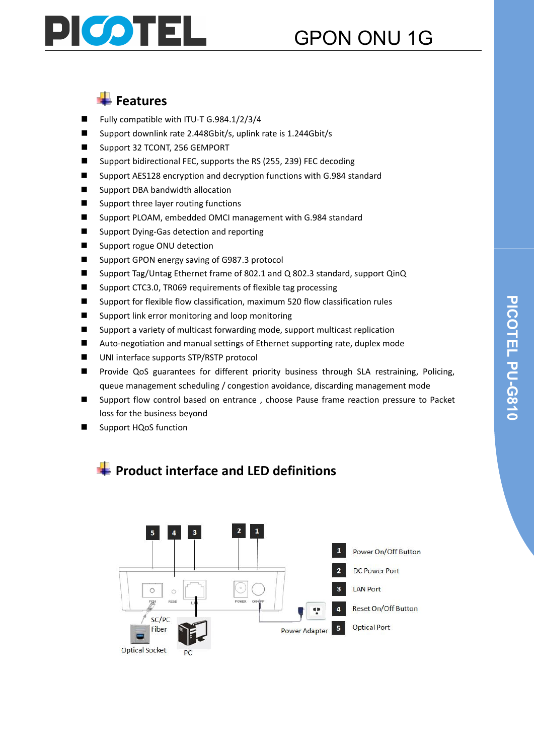## Features

- Fully compatible with ITU-T G.984.1/2/3/4
- Support downlink rate 2.448Gbit/s, uplink rate is 1.244Gbit/s
- Support 32 TCONT, 256 GEMPORT
- Support bidirectional FEC, supports the RS (255, 239) FEC decoding
- Support AES128 encryption and decryption functions with G.984 standard
- Support DBA bandwidth allocation
- Support three layer routing functions
- Support PLOAM, embedded OMCI management with G.984 standard
- Support Dying-Gas detection and reporting
- Support rogue ONU detection
- Support GPON energy saving of G987.3 protocol
- Support Tag/Untag Ethernet frame of 802.1 and Q 802.3 standard, support QinQ
- Support CTC3.0, TR069 requirements of flexible tag processing
- Support for flexible flow classification, maximum 520 flow classification rules
- Support link error monitoring and loop monitoring
- Support a variety of multicast forwarding mode, support multicast replication
- Auto-negotiation and manual settings of Ethernet supporting rate, duplex mode
- UNI interface supports STP/RSTP protocol
- Provide QoS guarantees for different priority business through SLA restraining, Policing, queue management scheduling / congestion avoidance, discarding management mode
- Support flow control based on entrance , choose Pause frame reaction pressure to Packet loss for the business beyond
- Support HQoS function

## Product interface and LED definitions

| No. | Definition |
|---|---|
| 1 | Power On/Off Button |
| 2 | DC Power Port |
| 3 | LAN Port |
| 4 | Reset On/Off Button |
| 5 | Optical Port |

SC/PC Fiber

Optical Socket

PC

Power Adapter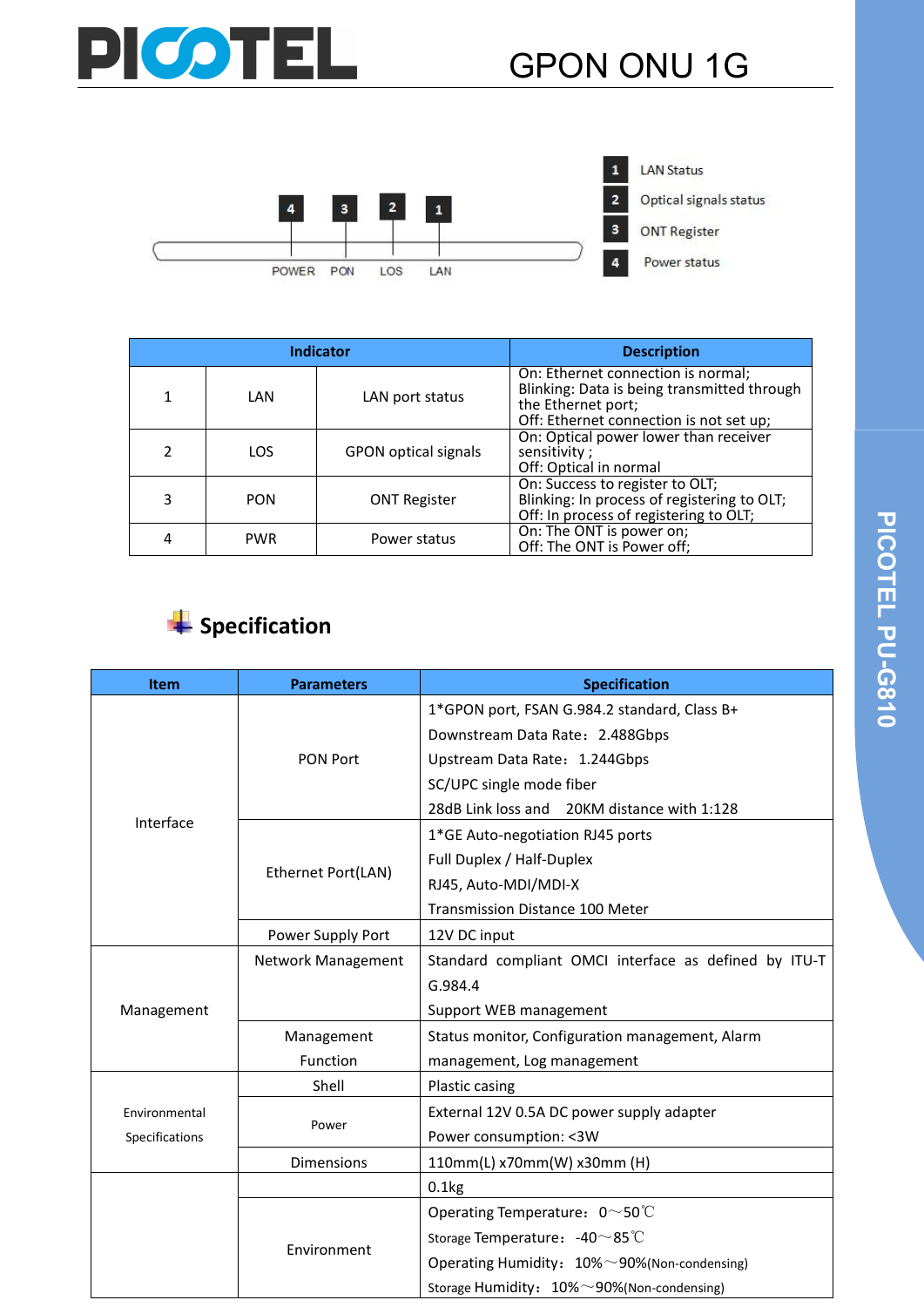# GPON ONU 1G

4 POWER　3 PON　2 LOS　1 LAN

1 LAN Status
2 Optical signals status
3 ONT Register
4 Power status

| Indicator | | | Description |
|---|---|---|---|
| 1 | LAN | LAN port status | On: Ethernet connection is normal; Blinking: Data is being transmitted through the Ethernet port; Off: Ethernet connection is not set up; |
| 2 | LOS | GPON optical signals | On: Optical power lower than receiver sensitivity ; Off: Optical in normal |
| 3 | PON | ONT Register | On: Success to register to OLT; Blinking: In process of registering to OLT; Off: In process of registering to OLT; |
| 4 | PWR | Power status | On: The ONT is power on; Off: The ONT is Power off; |

## Specification

| Item | Parameters | Specification |
|---|---|---|
| Interface | PON Port | 1*GPON port, FSAN G.984.2 standard, Class B+<br>Downstream Data Rate：2.488Gbps<br>Upstream Data Rate：1.244Gbps<br>SC/UPC single mode fiber<br>28dB Link loss and　20KM distance with 1:128 |
| | Ethernet Port(LAN) | 1*GE Auto-negotiation RJ45 ports<br>Full Duplex / Half-Duplex<br>RJ45, Auto-MDI/MDI-X<br>Transmission Distance 100 Meter |
| | Power Supply Port | 12V DC input |
| Management | Network Management | Standard compliant OMCI interface as defined by ITU-T G.984.4<br>Support WEB management |
| | Management Function | Status monitor, Configuration management, Alarm management, Log management |
| Environmental Specifications | Shell | Plastic casing |
| | Power | External 12V 0.5A DC power supply adapter<br>Power consumption: <3W |
| | Dimensions | 110mm(L) x70mm(W) x30mm (H) |
| | | 0.1kg |
| | Environment | Operating Temperature：0～50℃<br>Storage Temperature：-40～85℃<br>Operating Humidity：10%～90%(Non-condensing)<br>Storage Humidity：10%～90%(Non-condensing) |

PICOTEL PU-G810